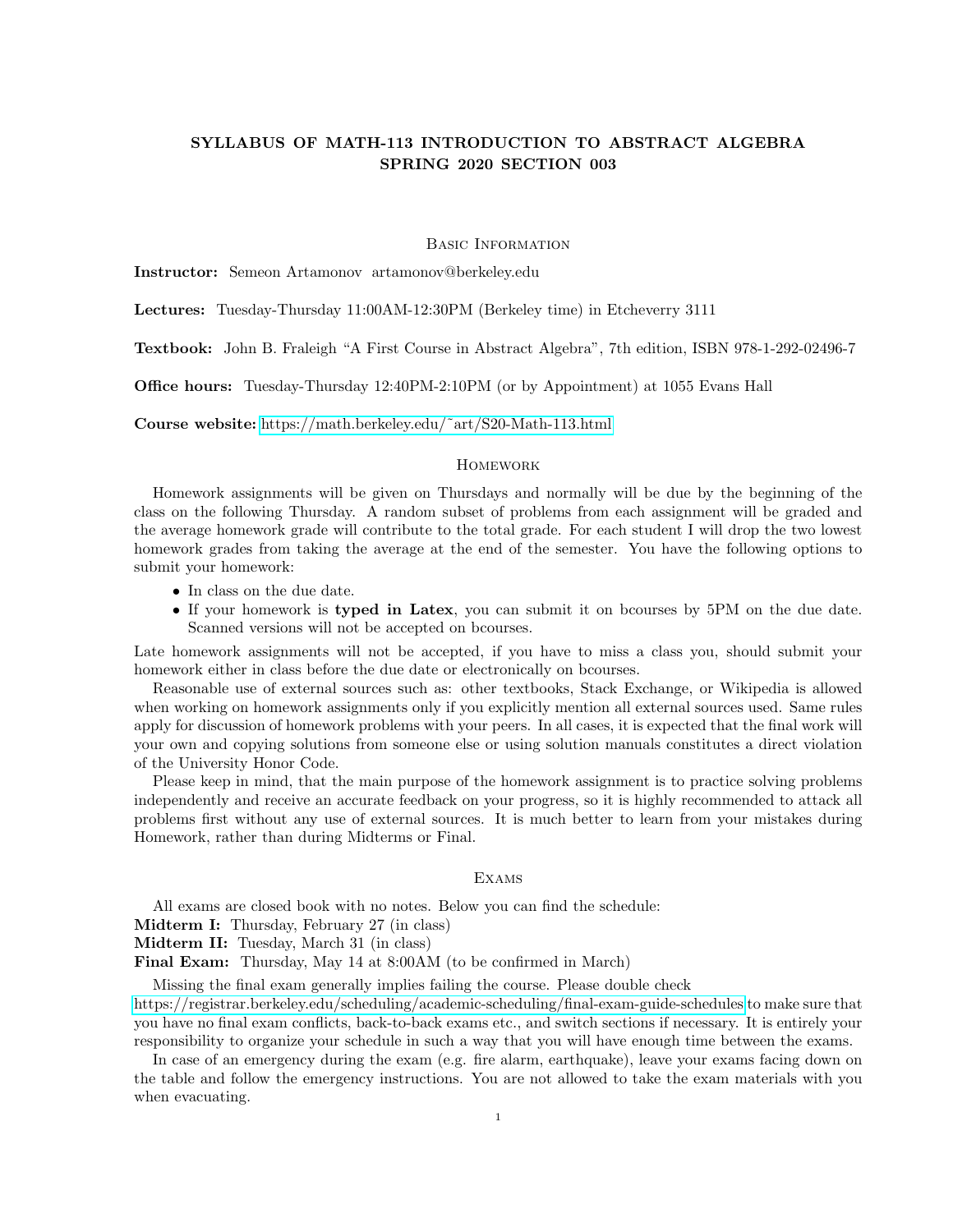# SYLLABUS OF MATH-113 INTRODUCTION TO ABSTRACT ALGEBRA SPRING 2020 SECTION 003

## Basic Information

**Instructor:** Semeon Artamonov artamonov@berkeley.edu

**Lectures:** Tuesday-Thursday 11:00AM-12:30PM (Berkeley time) in Etcheverry 3111

**Textbook:** John B. Fraleigh "A First Course in Abstract Algebra", 7th edition, ISBN 978-1-292-02496-7

**Office hours:** Tuesday-Thursday 12:40PM-2:10PM (or by Appointment) at 1055 Evans Hall

**Course website:** https://math.berkeley.edu/~art/S20-Math-113.html

## Homework

Homework assignments will be given on Thursdays and normally will be due by the beginning of the class on the following Thursday. A random subset of problems from each assignment will be graded and the average homework grade will contribute to the total grade. For each student I will drop the two lowest homework grades from taking the average at the end of the semester. You have the following options to submit your homework:

- In class on the due date.
- If your homework is **typed in Latex**, you can submit it on bcourses by 5PM on the due date. Scanned versions will not be accepted on bcourses.

Late homework assignments will not be accepted, if you have to miss a class you, should submit your homework either in class before the due date or electronically on bcourses.

Reasonable use of external sources such as: other textbooks, Stack Exchange, or Wikipedia is allowed when working on homework assignments only if you explicitly mention all external sources used. Same rules apply for discussion of homework problems with your peers. In all cases, it is expected that the final work will your own and copying solutions from someone else or using solution manuals constitutes a direct violation of the University Honor Code.

Please keep in mind, that the main purpose of the homework assignment is to practice solving problems independently and receive an accurate feedback on your progress, so it is highly recommended to attack all problems first without any use of external sources. It is much better to learn from your mistakes during Homework, rather than during Midterms or Final.

## Exams

All exams are closed book with no notes. Below you can find the schedule:
**Midterm I:** Thursday, February 27 (in class)
**Midterm II:** Tuesday, March 31 (in class)
**Final Exam:** Thursday, May 14 at 8:00AM (to be confirmed in March)

Missing the final exam generally implies failing the course. Please double check https://registrar.berkeley.edu/scheduling/academic-scheduling/final-exam-guide-schedules to make sure that you have no final exam conflicts, back-to-back exams etc., and switch sections if necessary. It is entirely your responsibility to organize your schedule in such a way that you will have enough time between the exams.

In case of an emergency during the exam (e.g. fire alarm, earthquake), leave your exams facing down on the table and follow the emergency instructions. You are not allowed to take the exam materials with you when evacuating.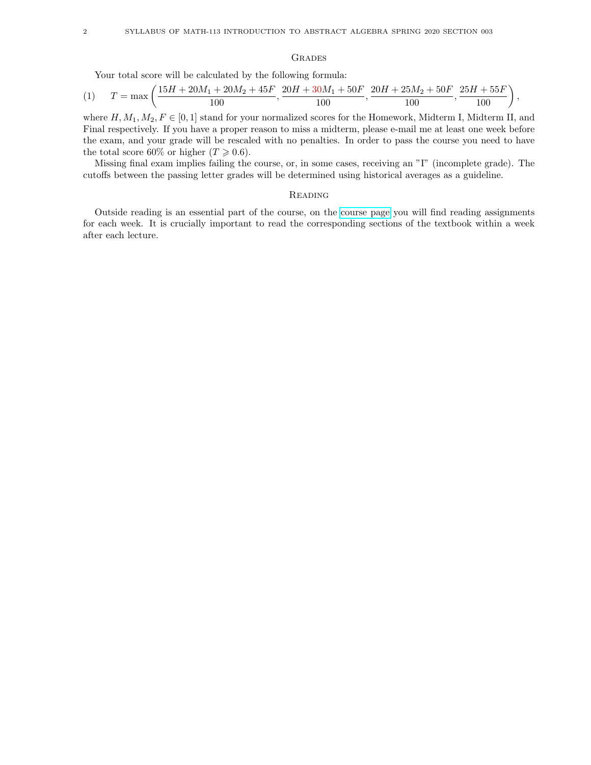## Grades

Your total score will be calculated by the following formula:

$$T = \max\left(\frac{15H + 20M_1 + 20M_2 + 45F}{100}, \frac{20H + 30M_1 + 50F}{100}, \frac{20H + 25M_2 + 50F}{100}, \frac{25H + 55F}{100}\right), \quad (1)$$

where $H, M_1, M_2, F \in [0, 1]$ stand for your normalized scores for the Homework, Midterm I, Midterm II, and Final respectively. If you have a proper reason to miss a midterm, please e-mail me at least one week before the exam, and your grade will be rescaled with no penalties. In order to pass the course you need to have the total score 60% or higher ($T \geqslant 0.6$).

Missing final exam implies failing the course, or, in some cases, receiving an "I" (incomplete grade). The cutoffs between the passing letter grades will be determined using historical averages as a guideline.

## Reading

Outside reading is an essential part of the course, on the course page you will find reading assignments for each week. It is crucially important to read the corresponding sections of the textbook within a week after each lecture.